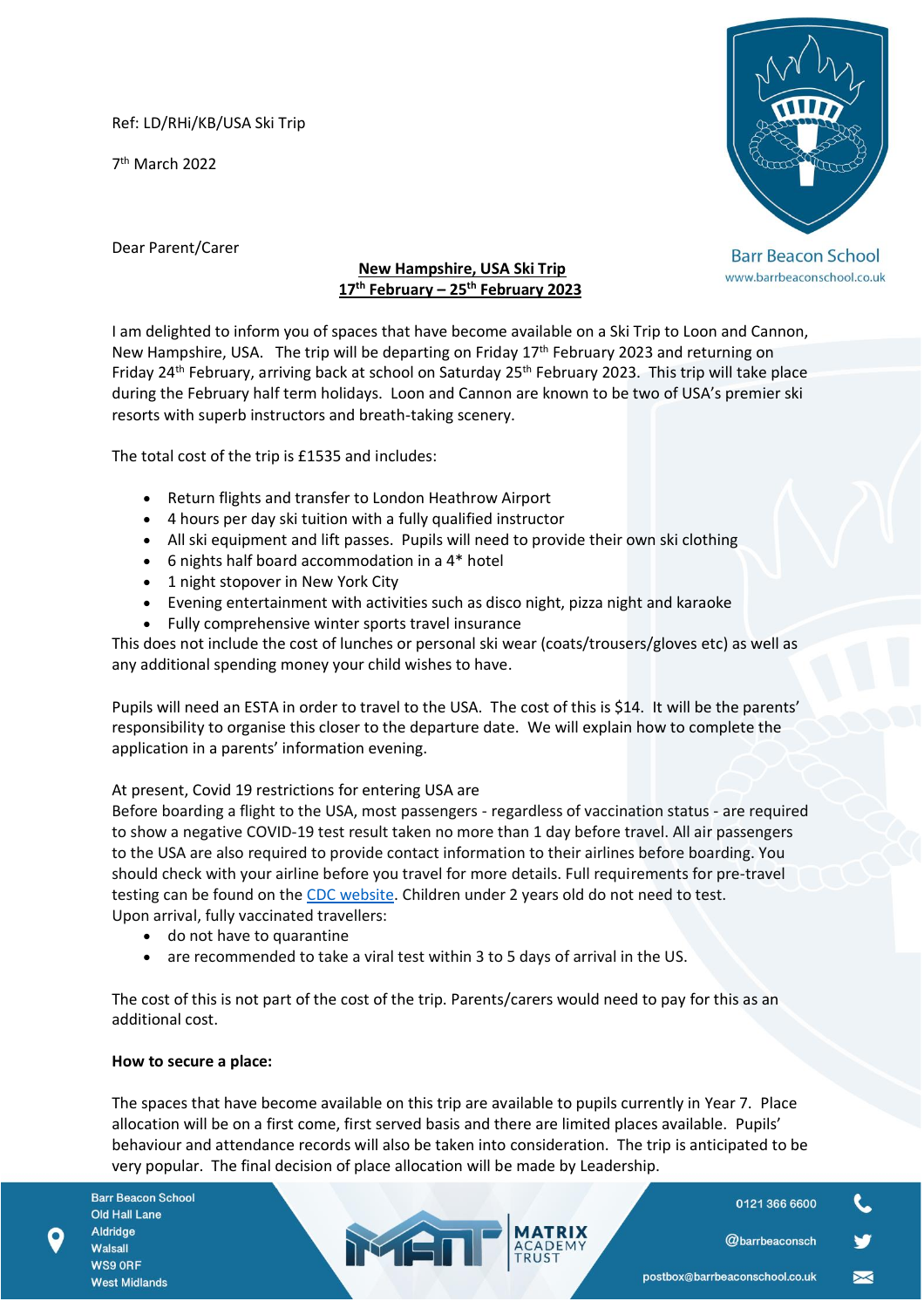Ref: LD/RHi/KB/USA Ski Trip

7th March 2022

Barr Beacon School
www.barrbeaconschool.co.uk

Dear Parent/Carer

**New Hampshire, USA Ski Trip**
**17th February – 25th February 2023**

I am delighted to inform you of spaces that have become available on a Ski Trip to Loon and Cannon, New Hampshire, USA. The trip will be departing on Friday 17th February 2023 and returning on Friday 24th February, arriving back at school on Saturday 25th February 2023. This trip will take place during the February half term holidays. Loon and Cannon are known to be two of USA's premier ski resorts with superb instructors and breath-taking scenery.

The total cost of the trip is £1535 and includes:

- Return flights and transfer to London Heathrow Airport
- 4 hours per day ski tuition with a fully qualified instructor
- All ski equipment and lift passes. Pupils will need to provide their own ski clothing
- 6 nights half board accommodation in a 4* hotel
- 1 night stopover in New York City
- Evening entertainment with activities such as disco night, pizza night and karaoke
- Fully comprehensive winter sports travel insurance

This does not include the cost of lunches or personal ski wear (coats/trousers/gloves etc) as well as any additional spending money your child wishes to have.

Pupils will need an ESTA in order to travel to the USA. The cost of this is $14. It will be the parents' responsibility to organise this closer to the departure date. We will explain how to complete the application in a parents' information evening.

At present, Covid 19 restrictions for entering USA are
Before boarding a flight to the USA, most passengers - regardless of vaccination status - are required to show a negative COVID-19 test result taken no more than 1 day before travel. All air passengers to the USA are also required to provide contact information to their airlines before boarding. You should check with your airline before you travel for more details. Full requirements for pre-travel testing can be found on the CDC website. Children under 2 years old do not need to test.
Upon arrival, fully vaccinated travellers:

- do not have to quarantine
- are recommended to take a viral test within 3 to 5 days of arrival in the US.

The cost of this is not part of the cost of the trip. Parents/carers would need to pay for this as an additional cost.

**How to secure a place:**

The spaces that have become available on this trip are available to pupils currently in Year 7. Place allocation will be on a first come, first served basis and there are limited places available. Pupils' behaviour and attendance records will also be taken into consideration. The trip is anticipated to be very popular. The final decision of place allocation will be made by Leadership.

Barr Beacon School
Old Hall Lane
Aldridge
Walsall
WS9 0RF
West Midlands

MATRIX ACADEMY TRUST

0121 366 6600
@barrbeaconsch
postbox@barrbeaconschool.co.uk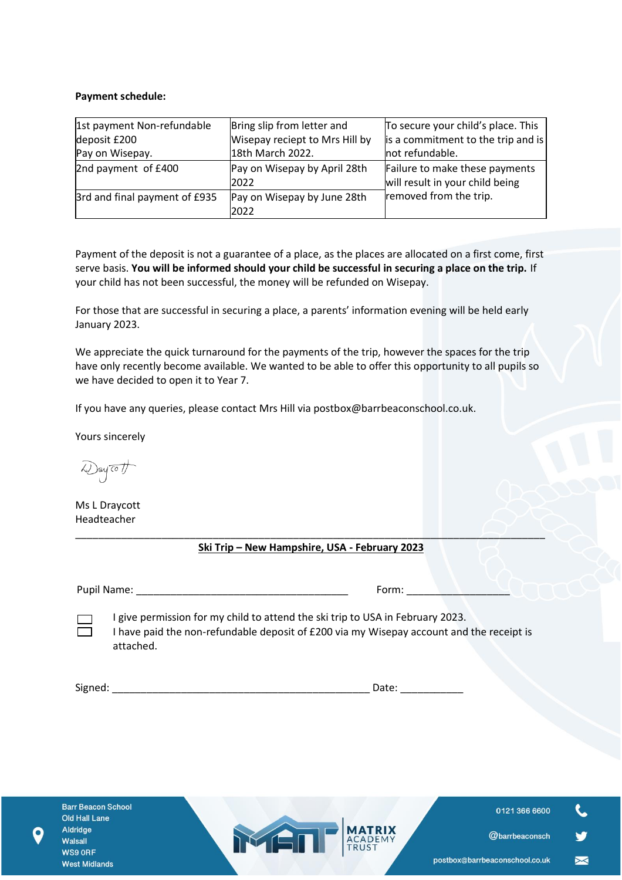**Payment schedule:**

| | | |
|---|---|---|
| 1st payment Non-refundable deposit £200<br>Pay on Wisepay. | Bring slip from letter and Wisepay reciept to Mrs Hill by 18th March 2022. | To secure your child's place. This is a commitment to the trip and is not refundable. |
| 2nd payment of £400 | Pay on Wisepay by April 28th 2022 | Failure to make these payments will result in your child being removed from the trip. |
| 3rd and final payment of £935 | Pay on Wisepay by June 28th 2022 | |

Payment of the deposit is not a guarantee of a place, as the places are allocated on a first come, first serve basis. **You will be informed should your child be successful in securing a place on the trip.** If your child has not been successful, the money will be refunded on Wisepay.

For those that are successful in securing a place, a parents' information evening will be held early January 2023.

We appreciate the quick turnaround for the payments of the trip, however the spaces for the trip have only recently become available. We wanted to be able to offer this opportunity to all pupils so we have decided to open it to Year 7.

If you have any queries, please contact Mrs Hill via postbox@barrbeaconschool.co.uk.

Yours sincerely

Ms L Draycott
Headteacher

---

**Ski Trip – New Hampshire, USA - February 2023**

Pupil Name: ______________________________________ Form: __________________

☐ I give permission for my child to attend the ski trip to USA in February 2023.

☐ I have paid the non-refundable deposit of £200 via my Wisepay account and the receipt is attached.

Signed: ______________________________________________ Date: ___________

Barr Beacon School
Old Hall Lane
Aldridge
Walsall
WS9 0RF
West Midlands

MATRIX ACADEMY TRUST

0121 366 6600
@barrbeaconsch
postbox@barrbeaconschool.co.uk